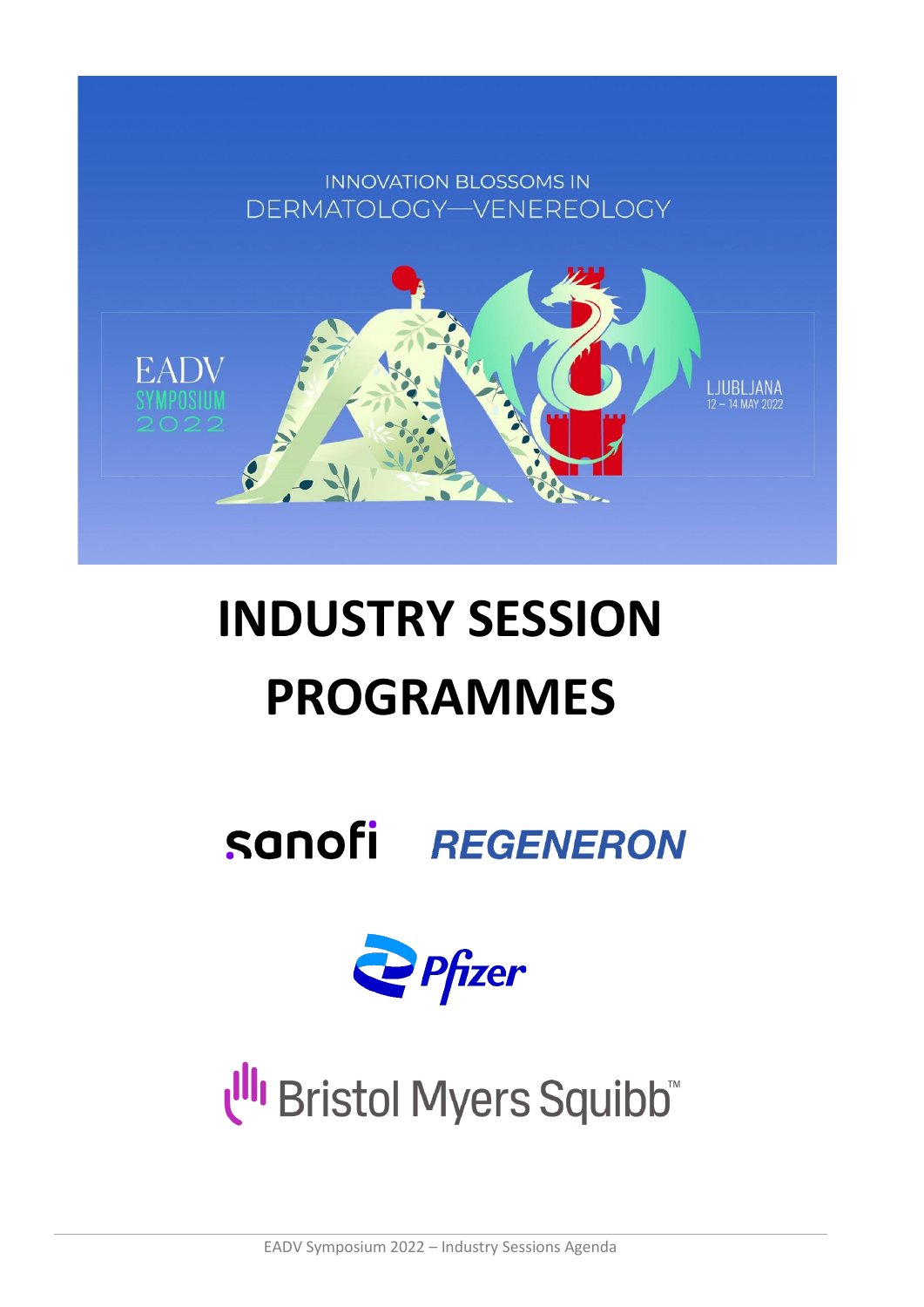INNOVATION BLOSSOMS IN
DERMATOLOGY—VENEREOLOGY

EADV
SYMPOSIUM
2022

LJUBLJANA
12 – 14 MAY 2022

# INDUSTRY SESSION PROGRAMMES

sanofi REGENERON

Pfizer

Bristol Myers Squibb™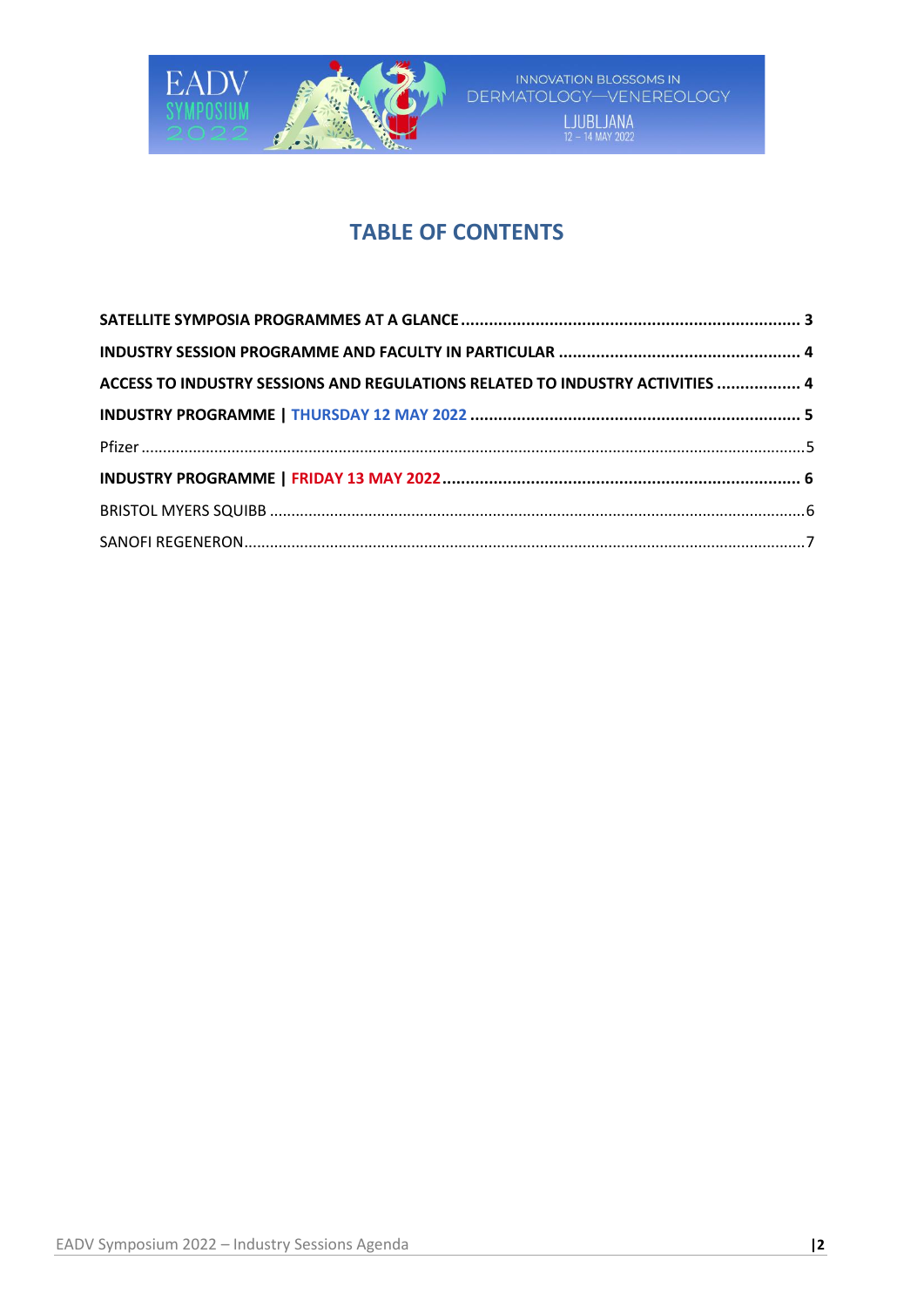# TABLE OF CONTENTS

**SATELLITE SYMPOSIA PROGRAMMES AT A GLANCE ........................................................................ 3**

**INDUSTRY SESSION PROGRAMME AND FACULTY IN PARTICULAR ................................................... 4**

**ACCESS TO INDUSTRY SESSIONS AND REGULATIONS RELATED TO INDUSTRY ACTIVITIES .................. 4**

**INDUSTRY PROGRAMME | THURSDAY 12 MAY 2022 ...................................................................... 5**

Pfizer ........................................................................................................................................................5

**INDUSTRY PROGRAMME | FRIDAY 13 MAY 2022 ............................................................................ 6**

BRISTOL MYERS SQUIBB ...........................................................................................................................6

SANOFI REGENERON.................................................................................................................................7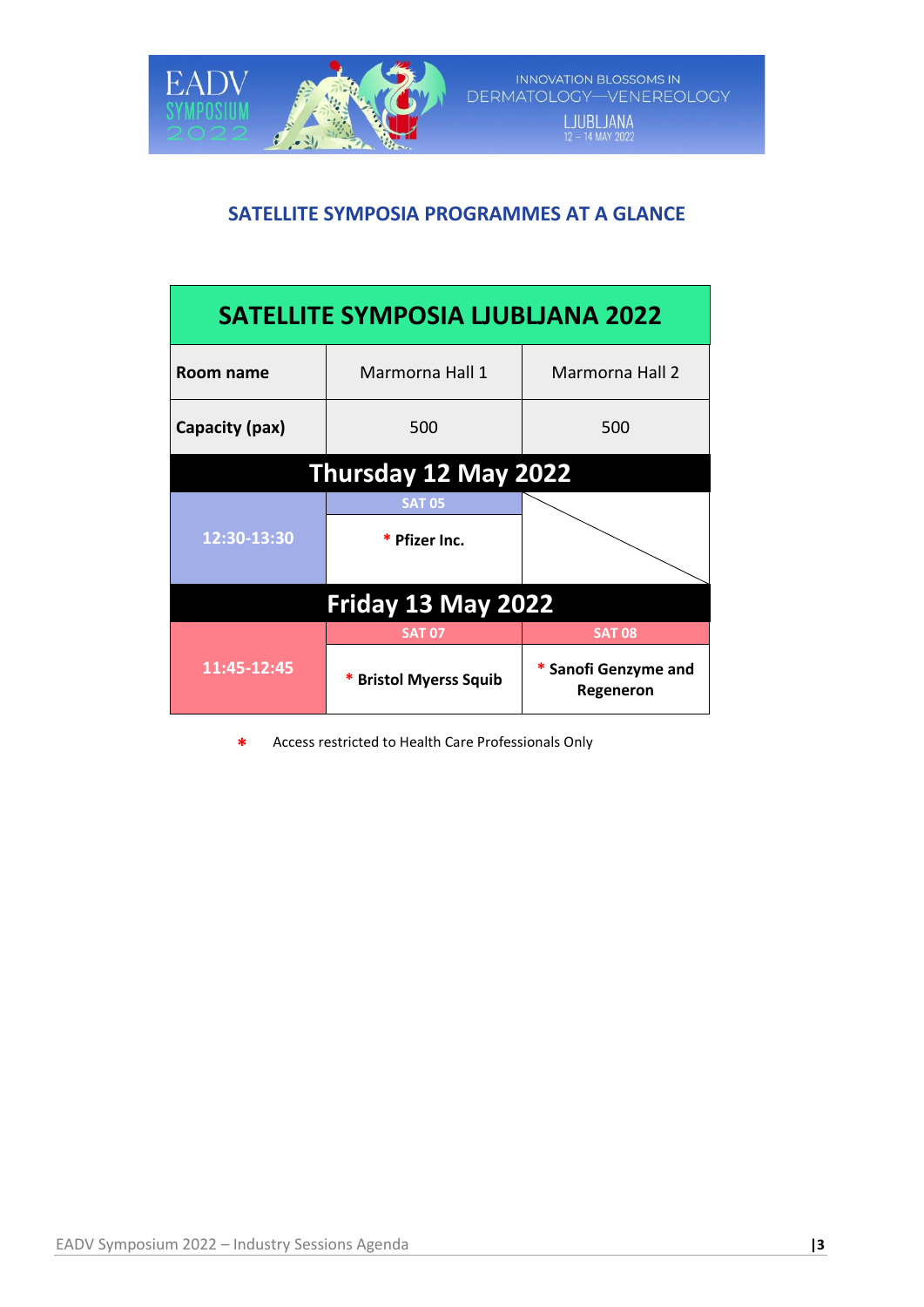## SATELLITE SYMPOSIA PROGRAMMES AT A GLANCE

| SATELLITE SYMPOSIA LJUBLJANA 2022 | | |
|---|---|---|
| **Room name** | Marmorna Hall 1 | Marmorna Hall 2 |
| **Capacity (pax)** | 500 | 500 |
| **Thursday 12 May 2022** | | |
| **12:30-13:30** | **SAT 05** <br> * **Pfizer Inc.** | |
| **Friday 13 May 2022** | | |
| **11:45-12:45** | **SAT 07** <br> * **Bristol Myerss Squib** | **SAT 08** <br> * **Sanofi Genzyme and Regeneron** |

\* Access restricted to Health Care Professionals Only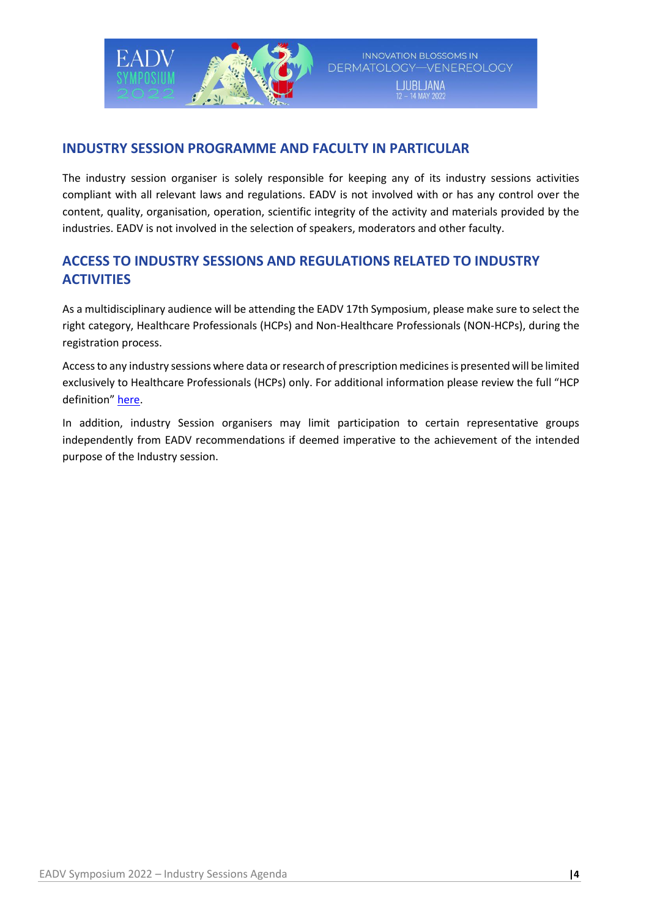## INDUSTRY SESSION PROGRAMME AND FACULTY IN PARTICULAR

The industry session organiser is solely responsible for keeping any of its industry sessions activities compliant with all relevant laws and regulations. EADV is not involved with or has any control over the content, quality, organisation, operation, scientific integrity of the activity and materials provided by the industries. EADV is not involved in the selection of speakers, moderators and other faculty.

## ACCESS TO INDUSTRY SESSIONS AND REGULATIONS RELATED TO INDUSTRY ACTIVITIES

As a multidisciplinary audience will be attending the EADV 17th Symposium, please make sure to select the right category, Healthcare Professionals (HCPs) and Non-Healthcare Professionals (NON-HCPs), during the registration process.

Access to any industry sessions where data or research of prescription medicines is presented will be limited exclusively to Healthcare Professionals (HCPs) only. For additional information please review the full "HCP definition" here.

In addition, industry Session organisers may limit participation to certain representative groups independently from EADV recommendations if deemed imperative to the achievement of the intended purpose of the Industry session.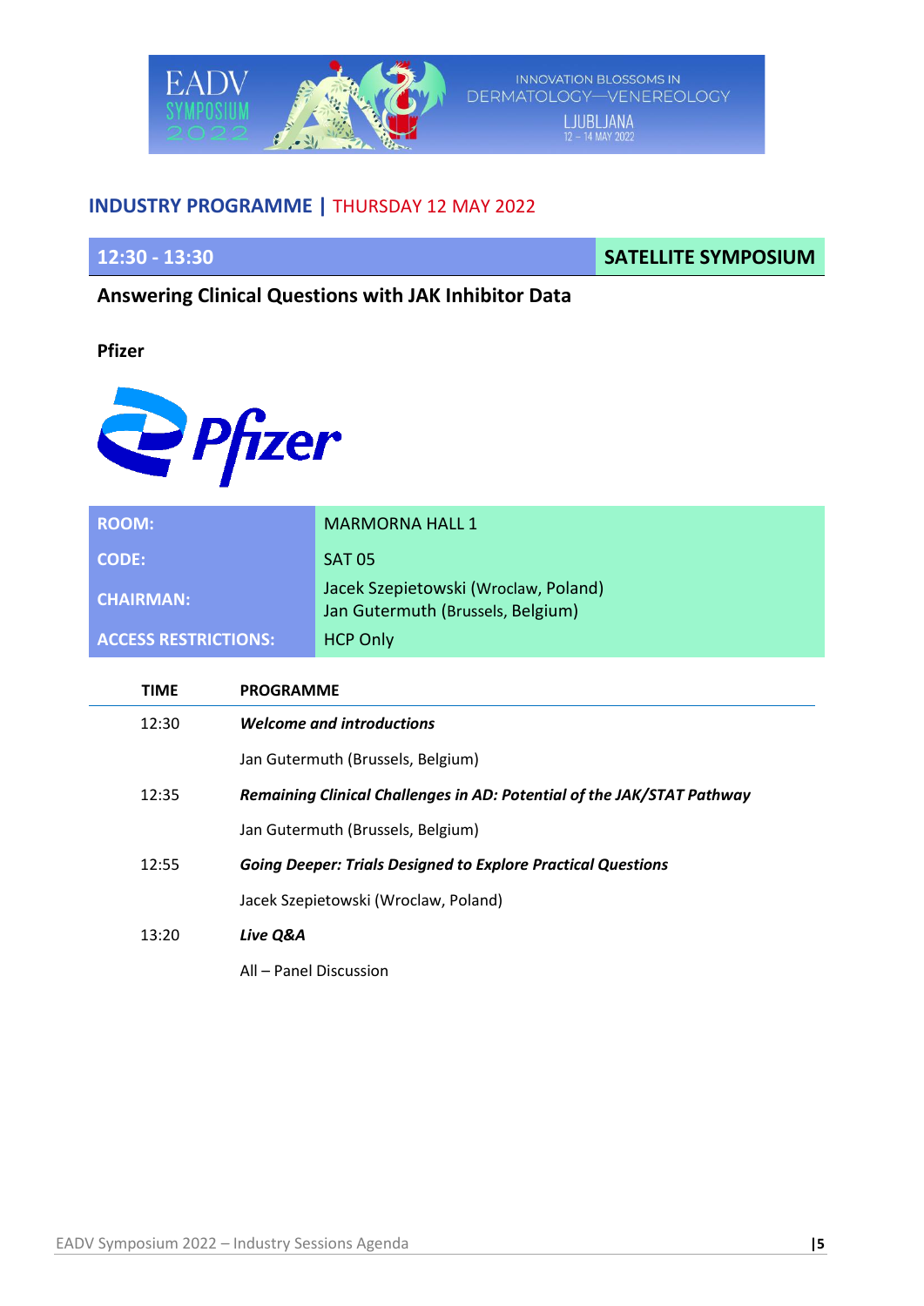## INDUSTRY PROGRAMME | THURSDAY 12 MAY 2022

| 12:30 - 13:30 | SATELLITE SYMPOSIUM |
|---|---|

### Answering Clinical Questions with JAK Inhibitor Data

**Pfizer**

| | |
|---|---|
| **ROOM:** | MARMORNA HALL 1 |
| **CODE:** | SAT 05 |
| **CHAIRMAN:** | Jacek Szepietowski (Wroclaw, Poland)<br>Jan Gutermuth (Brussels, Belgium) |
| **ACCESS RESTRICTIONS:** | HCP Only |

| TIME | PROGRAMME |
|---|---|
| 12:30 | ***Welcome and introductions*** |
| | Jan Gutermuth (Brussels, Belgium) |
| 12:35 | ***Remaining Clinical Challenges in AD: Potential of the JAK/STAT Pathway*** |
| | Jan Gutermuth (Brussels, Belgium) |
| 12:55 | ***Going Deeper: Trials Designed to Explore Practical Questions*** |
| | Jacek Szepietowski (Wroclaw, Poland) |
| 13:20 | ***Live Q&A*** |
| | All – Panel Discussion |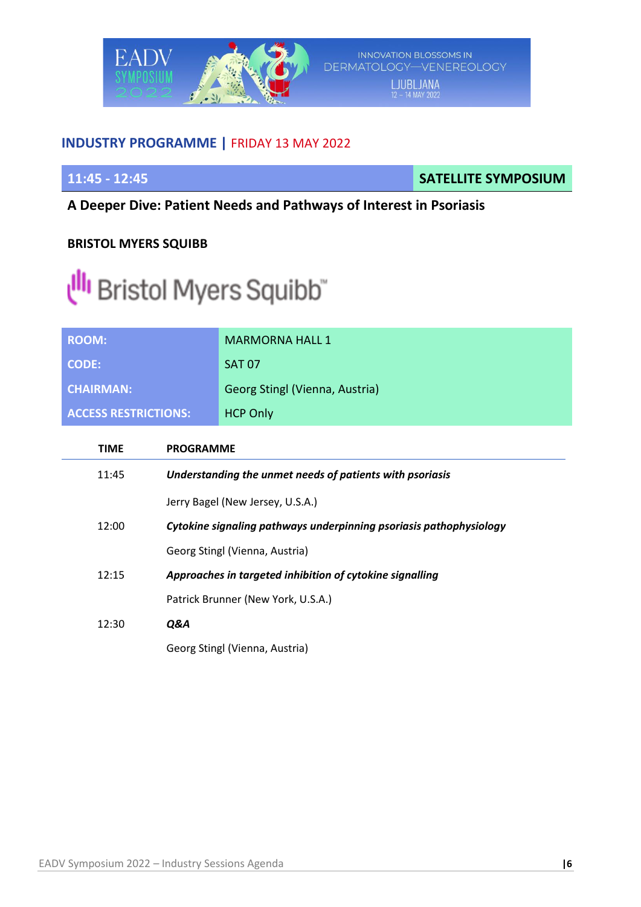## INDUSTRY PROGRAMME | FRIDAY 13 MAY 2022

| 11:45 - 12:45 | SATELLITE SYMPOSIUM |
|---|---|

### A Deeper Dive: Patient Needs and Pathways of Interest in Psoriasis

**BRISTOL MYERS SQUIBB**

Bristol Myers Squibb™

| | |
|---|---|
| **ROOM:** | MARMORNA HALL 1 |
| **CODE:** | SAT 07 |
| **CHAIRMAN:** | Georg Stingl (Vienna, Austria) |
| **ACCESS RESTRICTIONS:** | HCP Only |

| TIME | PROGRAMME |
|---|---|
| 11:45 | ***Understanding the unmet needs of patients with psoriasis*** |
| | Jerry Bagel (New Jersey, U.S.A.) |
| 12:00 | ***Cytokine signaling pathways underpinning psoriasis pathophysiology*** |
| | Georg Stingl (Vienna, Austria) |
| 12:15 | ***Approaches in targeted inhibition of cytokine signalling*** |
| | Patrick Brunner (New York, U.S.A.) |
| 12:30 | ***Q&A*** |
| | Georg Stingl (Vienna, Austria) |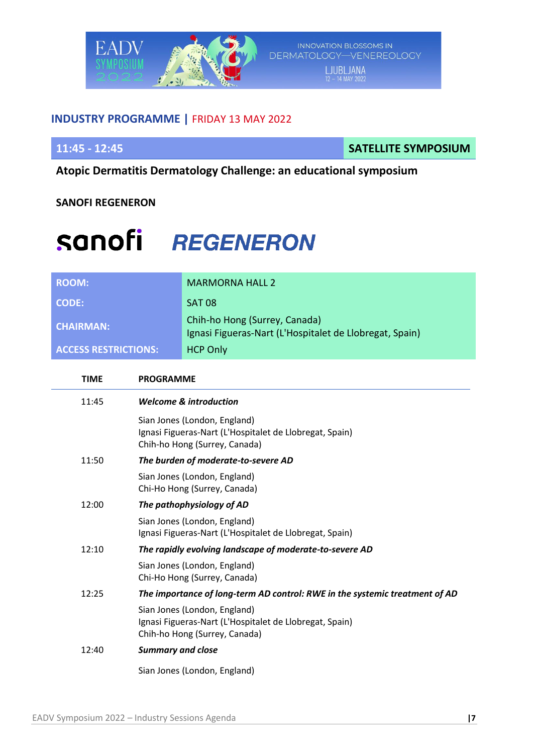## INDUSTRY PROGRAMME | FRIDAY 13 MAY 2022

**11:45 - 12:45** | **SATELLITE SYMPOSIUM**

### Atopic Dermatitis Dermatology Challenge: an educational symposium

**SANOFI REGENERON**

| | |
|---|---|
| **ROOM:** | MARMORNA HALL 2 |
| **CODE:** | SAT 08 |
| **CHAIRMAN:** | Chih-ho Hong (Surrey, Canada)<br>Ignasi Figueras-Nart (L'Hospitalet de Llobregat, Spain) |
| **ACCESS RESTRICTIONS:** | HCP Only |

| TIME | PROGRAMME |
|---|---|
| 11:45 | ***Welcome & introduction***<br>Sian Jones (London, England)<br>Ignasi Figueras-Nart (L'Hospitalet de Llobregat, Spain)<br>Chih-ho Hong (Surrey, Canada) |
| 11:50 | ***The burden of moderate-to-severe AD***<br>Sian Jones (London, England)<br>Chi-Ho Hong (Surrey, Canada) |
| 12:00 | ***The pathophysiology of AD***<br>Sian Jones (London, England)<br>Ignasi Figueras-Nart (L'Hospitalet de Llobregat, Spain) |
| 12:10 | ***The rapidly evolving landscape of moderate-to-severe AD***<br>Sian Jones (London, England)<br>Chi-Ho Hong (Surrey, Canada) |
| 12:25 | ***The importance of long-term AD control: RWE in the systemic treatment of AD***<br>Sian Jones (London, England)<br>Ignasi Figueras-Nart (L'Hospitalet de Llobregat, Spain)<br>Chih-ho Hong (Surrey, Canada) |
| 12:40 | ***Summary and close***<br>Sian Jones (London, England) |